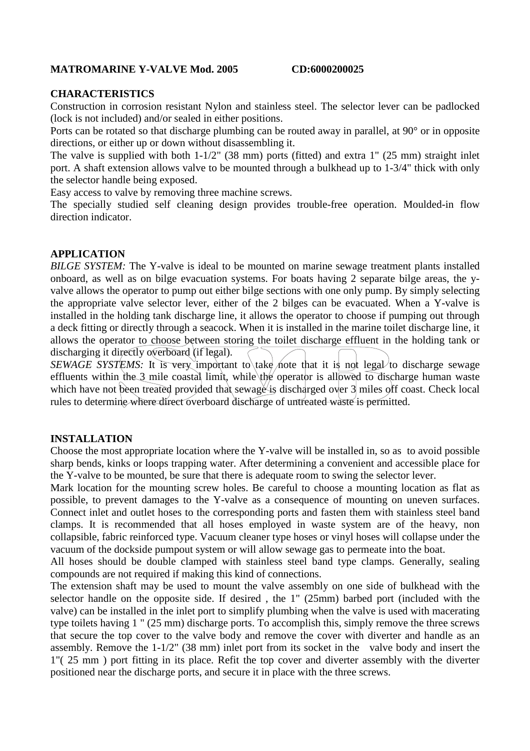**MATROMARINE Y-VALVE Mod. 2005 CD:6000200025**

## CHARACTERISTICS

Construction in corrosion resistant Nylon and stainless steel. The selector lever can be padlocked (lock is not included) and/or sealed in either positions.

Ports can be rotated so that discharge plumbing can be routed away in parallel, at 90° or in opposite directions, or either up or down without disassembling it.

The valve is supplied with both 1-1/2" (38 mm) ports (fitted) and extra 1" (25 mm) straight inlet port. A shaft extension allows valve to be mounted through a bulkhead up to 1-3/4" thick with only the selector handle being exposed.

Easy access to valve by removing three machine screws.

The specially studied self cleaning design provides trouble-free operation. Moulded-in flow direction indicator.

## APPLICATION

*BILGE SYSTEM:* The Y-valve is ideal to be mounted on marine sewage treatment plants installed onboard, as well as on bilge evacuation systems. For boats having 2 separate bilge areas, the y-valve allows the operator to pump out either bilge sections with one only pump. By simply selecting the appropriate valve selector lever, either of the 2 bilges can be evacuated. When a Y-valve is installed in the holding tank discharge line, it allows the operator to choose if pumping out through a deck fitting or directly through a seacock. When it is installed in the marine toilet discharge line, it allows the operator to choose between storing the toilet discharge effluent in the holding tank or discharging it directly overboard (if legal).

*SEWAGE SYSTEMS:* It is very important to take note that it is not legal to discharge sewage effluents within the 3 mile coastal limit, while the operator is allowed to discharge human waste which have not been treated provided that sewage is discharged over 3 miles off coast. Check local rules to determine where direct overboard discharge of untreated waste is permitted.

## INSTALLATION

Choose the most appropriate location where the Y-valve will be installed in, so as to avoid possible sharp bends, kinks or loops trapping water. After determining a convenient and accessible place for the Y-valve to be mounted, be sure that there is adequate room to swing the selector lever.

Mark location for the mounting screw holes. Be careful to choose a mounting location as flat as possible, to prevent damages to the Y-valve as a consequence of mounting on uneven surfaces. Connect inlet and outlet hoses to the corresponding ports and fasten them with stainless steel band clamps. It is recommended that all hoses employed in waste system are of the heavy, non collapsible, fabric reinforced type. Vacuum cleaner type hoses or vinyl hoses will collapse under the vacuum of the dockside pumpout system or will allow sewage gas to permeate into the boat.

All hoses should be double clamped with stainless steel band type clamps. Generally, sealing compounds are not required if making this kind of connections.

The extension shaft may be used to mount the valve assembly on one side of bulkhead with the selector handle on the opposite side. If desired , the 1" (25mm) barbed port (included with the valve) can be installed in the inlet port to simplify plumbing when the valve is used with macerating type toilets having 1 " (25 mm) discharge ports. To accomplish this, simply remove the three screws that secure the top cover to the valve body and remove the cover with diverter and handle as an assembly. Remove the 1-1/2" (38 mm) inlet port from its socket in the valve body and insert the 1"( 25 mm ) port fitting in its place. Refit the top cover and diverter assembly with the diverter positioned near the discharge ports, and secure it in place with the three screws.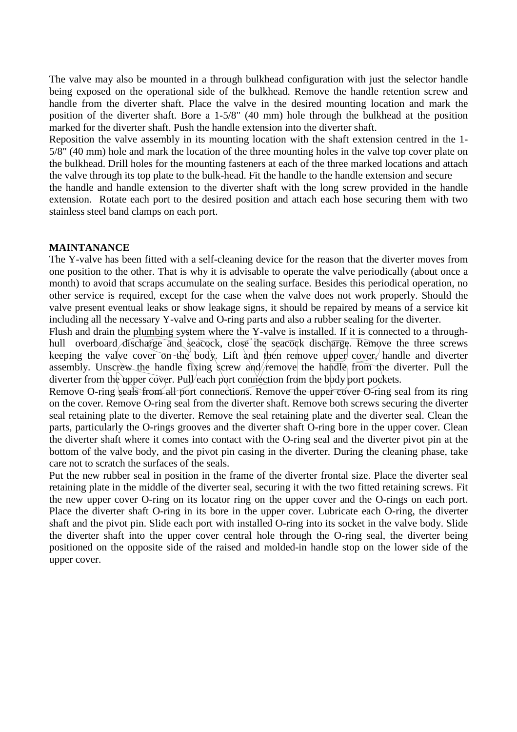The valve may also be mounted in a through bulkhead configuration with just the selector handle being exposed on the operational side of the bulkhead. Remove the handle retention screw and handle from the diverter shaft. Place the valve in the desired mounting location and mark the position of the diverter shaft. Bore a 1-5/8" (40 mm) hole through the bulkhead at the position marked for the diverter shaft. Push the handle extension into the diverter shaft.
Reposition the valve assembly in its mounting location with the shaft extension centred in the 1-5/8" (40 mm) hole and mark the location of the three mounting holes in the valve top cover plate on the bulkhead. Drill holes for the mounting fasteners at each of the three marked locations and attach the valve through its top plate to the bulk-head. Fit the handle to the handle extension and secure the handle and handle extension to the diverter shaft with the long screw provided in the handle extension. Rotate each port to the desired position and attach each hose securing them with two stainless steel band clamps on each port.

**MAINTANANCE**

The Y-valve has been fitted with a self-cleaning device for the reason that the diverter moves from one position to the other. That is why it is advisable to operate the valve periodically (about once a month) to avoid that scraps accumulate on the sealing surface. Besides this periodical operation, no other service is required, except for the case when the valve does not work properly. Should the valve present eventual leaks or show leakage signs, it should be repaired by means of a service kit including all the necessary Y-valve and O-ring parts and also a rubber sealing for the diverter.
Flush and drain the plumbing system where the Y-valve is installed. If it is connected to a through-hull overboard discharge and seacock, close the seacock discharge. Remove the three screws keeping the valve cover on the body. Lift and then remove upper cover, handle and diverter assembly. Unscrew the handle fixing screw and remove the handle from the diverter. Pull the diverter from the upper cover. Pull each port connection from the body port pockets.
Remove O-ring seals from all port connections. Remove the upper cover O-ring seal from its ring on the cover. Remove O-ring seal from the diverter shaft. Remove both screws securing the diverter seal retaining plate to the diverter. Remove the seal retaining plate and the diverter seal. Clean the parts, particularly the O-rings grooves and the diverter shaft O-ring bore in the upper cover. Clean the diverter shaft where it comes into contact with the O-ring seal and the diverter pivot pin at the bottom of the valve body, and the pivot pin casing in the diverter. During the cleaning phase, take care not to scratch the surfaces of the seals.
Put the new rubber seal in position in the frame of the diverter frontal size. Place the diverter seal retaining plate in the middle of the diverter seal, securing it with the two fitted retaining screws. Fit the new upper cover O-ring on its locator ring on the upper cover and the O-rings on each port. Place the diverter shaft O-ring in its bore in the upper cover. Lubricate each O-ring, the diverter shaft and the pivot pin. Slide each port with installed O-ring into its socket in the valve body. Slide the diverter shaft into the upper cover central hole through the O-ring seal, the diverter being positioned on the opposite side of the raised and molded-in handle stop on the lower side of the upper cover.